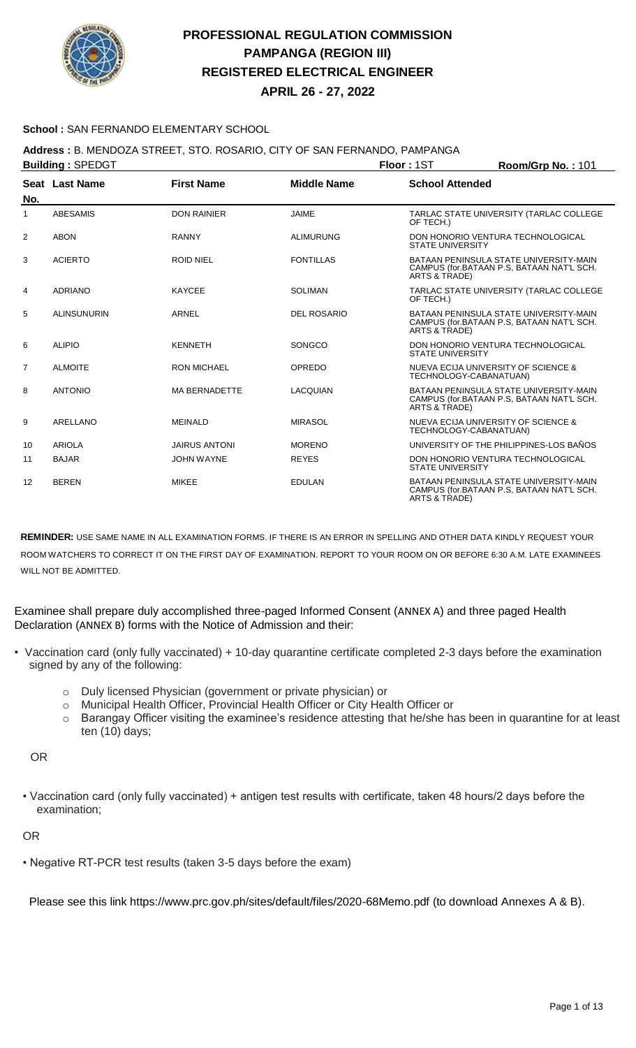# PROFESSIONAL REGULATION COMMISSION
## PAMPANGA (REGION III)
## REGISTERED ELECTRICAL ENGINEER
## APRIL 26 - 27, 2022

**School :** SAN FERNANDO ELEMENTARY SCHOOL

**Address :** B. MENDOZA STREET, STO. ROSARIO, CITY OF SAN FERNANDO, PAMPANGA

**Building :** SPEDGT **Floor :** 1ST **Room/Grp No. :** 101

| Seat No. | Last Name | First Name | Middle Name | School Attended |
|---|---|---|---|---|
| 1 | ABESAMIS | DON RAINIER | JAIME | TARLAC STATE UNIVERSITY (TARLAC COLLEGE OF TECH.) |
| 2 | ABON | RANNY | ALIMURUNG | DON HONORIO VENTURA TECHNOLOGICAL STATE UNIVERSITY |
| 3 | ACIERTO | ROID NIEL | FONTILLAS | BATAAN PENINSULA STATE UNIVERSITY-MAIN CAMPUS (for.BATAAN P.S, BATAAN NAT'L SCH. ARTS & TRADE) |
| 4 | ADRIANO | KAYCEE | SOLIMAN | TARLAC STATE UNIVERSITY (TARLAC COLLEGE OF TECH.) |
| 5 | ALINSUNURIN | ARNEL | DEL ROSARIO | BATAAN PENINSULA STATE UNIVERSITY-MAIN CAMPUS (for.BATAAN P.S, BATAAN NAT'L SCH. ARTS & TRADE) |
| 6 | ALIPIO | KENNETH | SONGCO | DON HONORIO VENTURA TECHNOLOGICAL STATE UNIVERSITY |
| 7 | ALMOITE | RON MICHAEL | OPREDO | NUEVA ECIJA UNIVERSITY OF SCIENCE & TECHNOLOGY-CABANATUAN) |
| 8 | ANTONIO | MA BERNADETTE | LACQUIAN | BATAAN PENINSULA STATE UNIVERSITY-MAIN CAMPUS (for.BATAAN P.S, BATAAN NAT'L SCH. ARTS & TRADE) |
| 9 | ARELLANO | MEINALD | MIRASOL | NUEVA ECIJA UNIVERSITY OF SCIENCE & TECHNOLOGY-CABANATUAN) |
| 10 | ARIOLA | JAIRUS ANTONI | MORENO | UNIVERSITY OF THE PHILIPPINES-LOS BAÑOS |
| 11 | BAJAR | JOHN WAYNE | REYES | DON HONORIO VENTURA TECHNOLOGICAL STATE UNIVERSITY |
| 12 | BEREN | MIKEE | EDULAN | BATAAN PENINSULA STATE UNIVERSITY-MAIN CAMPUS (for.BATAAN P.S, BATAAN NAT'L SCH. ARTS & TRADE) |

**REMINDER:** USE SAME NAME IN ALL EXAMINATION FORMS. IF THERE IS AN ERROR IN SPELLING AND OTHER DATA KINDLY REQUEST YOUR ROOM WATCHERS TO CORRECT IT ON THE FIRST DAY OF EXAMINATION. REPORT TO YOUR ROOM ON OR BEFORE 6:30 A.M. LATE EXAMINEES WILL NOT BE ADMITTED.

Examinee shall prepare duly accomplished three-paged Informed Consent (ANNEX A) and three paged Health Declaration (ANNEX B) forms with the Notice of Admission and their:

- Vaccination card (only fully vaccinated) + 10-day quarantine certificate completed 2-3 days before the examination signed by any of the following:
  - Duly licensed Physician (government or private physician) or
  - Municipal Health Officer, Provincial Health Officer or City Health Officer or
  - Barangay Officer visiting the examinee's residence attesting that he/she has been in quarantine for at least ten (10) days;

OR

- Vaccination card (only fully vaccinated) + antigen test results with certificate, taken 48 hours/2 days before the examination;

OR

- Negative RT-PCR test results (taken 3-5 days before the exam)

Please see this link https://www.prc.gov.ph/sites/default/files/2020-68Memo.pdf (to download Annexes A & B).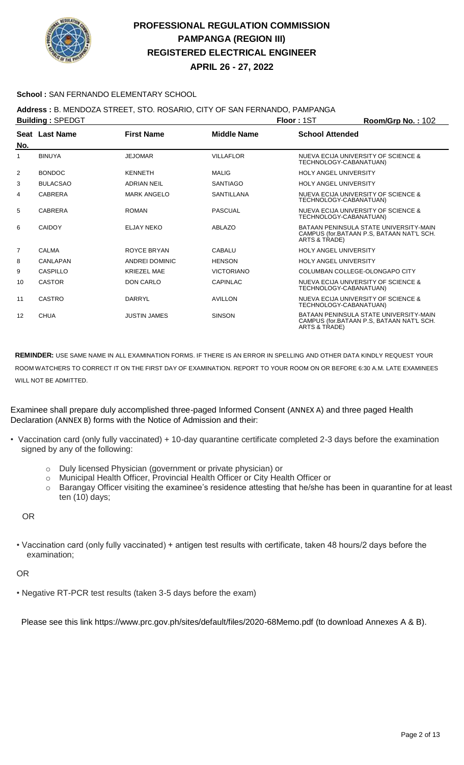# PROFESSIONAL REGULATION COMMISSION
# PAMPANGA (REGION III)
# REGISTERED ELECTRICAL ENGINEER
# APRIL 26 - 27, 2022

**School :** SAN FERNANDO ELEMENTARY SCHOOL

**Address :** B. MENDOZA STREET, STO. ROSARIO, CITY OF SAN FERNANDO, PAMPANGA

**Building :** SPEDGT **Floor :** 1ST **Room/Grp No. :** 102

| Seat No. | Last Name | First Name | Middle Name | School Attended |
|---|---|---|---|---|
| 1 | BINUYA | JEJOMAR | VILLAFLOR | NUEVA ECIJA UNIVERSITY OF SCIENCE & TECHNOLOGY-CABANATUAN) |
| 2 | BONDOC | KENNETH | MALIG | HOLY ANGEL UNIVERSITY |
| 3 | BULACSAO | ADRIAN NEIL | SANTIAGO | HOLY ANGEL UNIVERSITY |
| 4 | CABRERA | MARK ANGELO | SANTILLANA | NUEVA ECIJA UNIVERSITY OF SCIENCE & TECHNOLOGY-CABANATUAN) |
| 5 | CABRERA | ROMAN | PASCUAL | NUEVA ECIJA UNIVERSITY OF SCIENCE & TECHNOLOGY-CABANATUAN) |
| 6 | CAIDOY | ELJAY NEKO | ABLAZO | BATAAN PENINSULA STATE UNIVERSITY-MAIN CAMPUS (for.BATAAN P.S, BATAAN NAT'L SCH. ARTS & TRADE) |
| 7 | CALMA | ROYCE BRYAN | CABALU | HOLY ANGEL UNIVERSITY |
| 8 | CANLAPAN | ANDREI DOMINIC | HENSON | HOLY ANGEL UNIVERSITY |
| 9 | CASPILLO | KRIEZEL MAE | VICTORIANO | COLUMBAN COLLEGE-OLONGAPO CITY |
| 10 | CASTOR | DON CARLO | CAPINLAC | NUEVA ECIJA UNIVERSITY OF SCIENCE & TECHNOLOGY-CABANATUAN) |
| 11 | CASTRO | DARRYL | AVILLON | NUEVA ECIJA UNIVERSITY OF SCIENCE & TECHNOLOGY-CABANATUAN) |
| 12 | CHUA | JUSTIN JAMES | SINSON | BATAAN PENINSULA STATE UNIVERSITY-MAIN CAMPUS (for.BATAAN P.S, BATAAN NAT'L SCH. ARTS & TRADE) |

**REMINDER:** USE SAME NAME IN ALL EXAMINATION FORMS. IF THERE IS AN ERROR IN SPELLING AND OTHER DATA KINDLY REQUEST YOUR ROOM WATCHERS TO CORRECT IT ON THE FIRST DAY OF EXAMINATION. REPORT TO YOUR ROOM ON OR BEFORE 6:30 A.M. LATE EXAMINEES WILL NOT BE ADMITTED.

Examinee shall prepare duly accomplished three-paged Informed Consent (ANNEX A) and three paged Health Declaration (ANNEX B) forms with the Notice of Admission and their:

- Vaccination card (only fully vaccinated) + 10-day quarantine certificate completed 2-3 days before the examination signed by any of the following:
  - Duly licensed Physician (government or private physician) or
  - Municipal Health Officer, Provincial Health Officer or City Health Officer or
  - Barangay Officer visiting the examinee's residence attesting that he/she has been in quarantine for at least ten (10) days;

OR

- Vaccination card (only fully vaccinated) + antigen test results with certificate, taken 48 hours/2 days before the examination;

OR

- Negative RT-PCR test results (taken 3-5 days before the exam)

Please see this link https://www.prc.gov.ph/sites/default/files/2020-68Memo.pdf (to download Annexes A & B).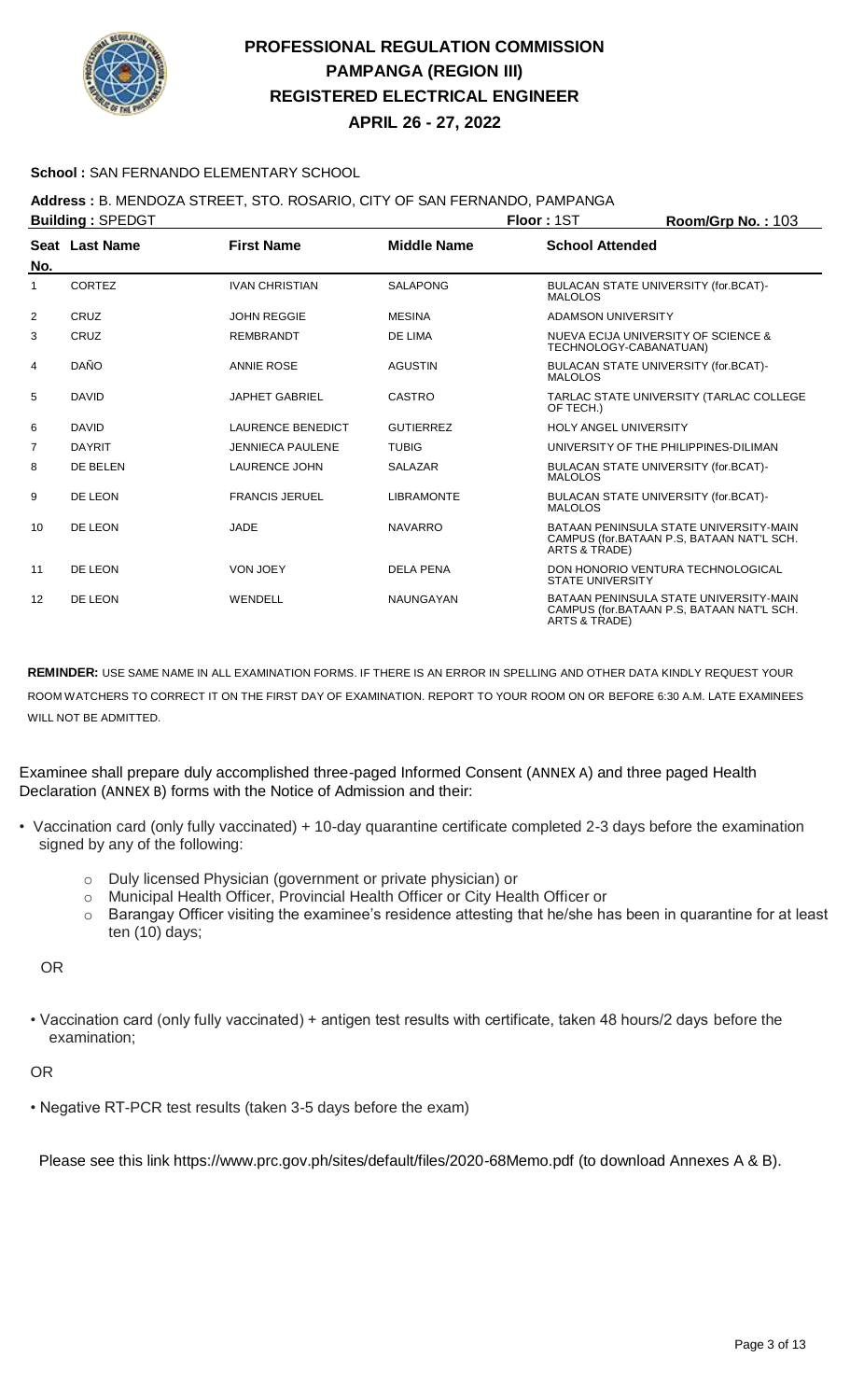# PROFESSIONAL REGULATION COMMISSION
## PAMPANGA (REGION III)
## REGISTERED ELECTRICAL ENGINEER
## APRIL 26 - 27, 2022

**School :** SAN FERNANDO ELEMENTARY SCHOOL

**Address :** B. MENDOZA STREET, STO. ROSARIO, CITY OF SAN FERNANDO, PAMPANGA

**Building :** SPEDGT **Floor :** 1ST **Room/Grp No. :** 103

| Seat No. | Last Name | First Name | Middle Name | School Attended |
|---|---|---|---|---|
| 1 | CORTEZ | IVAN CHRISTIAN | SALAPONG | BULACAN STATE UNIVERSITY (for.BCAT)-MALOLOS |
| 2 | CRUZ | JOHN REGGIE | MESINA | ADAMSON UNIVERSITY |
| 3 | CRUZ | REMBRANDT | DE LIMA | NUEVA ECIJA UNIVERSITY OF SCIENCE & TECHNOLOGY-CABANATUAN) |
| 4 | DAÑO | ANNIE ROSE | AGUSTIN | BULACAN STATE UNIVERSITY (for.BCAT)-MALOLOS |
| 5 | DAVID | JAPHET GABRIEL | CASTRO | TARLAC STATE UNIVERSITY (TARLAC COLLEGE OF TECH.) |
| 6 | DAVID | LAURENCE BENEDICT | GUTIERREZ | HOLY ANGEL UNIVERSITY |
| 7 | DAYRIT | JENNIECA PAULENE | TUBIG | UNIVERSITY OF THE PHILIPPINES-DILIMAN |
| 8 | DE BELEN | LAURENCE JOHN | SALAZAR | BULACAN STATE UNIVERSITY (for.BCAT)-MALOLOS |
| 9 | DE LEON | FRANCIS JERUEL | LIBRAMONTE | BULACAN STATE UNIVERSITY (for.BCAT)-MALOLOS |
| 10 | DE LEON | JADE | NAVARRO | BATAAN PENINSULA STATE UNIVERSITY-MAIN CAMPUS (for.BATAAN P.S, BATAAN NAT'L SCH. ARTS & TRADE) |
| 11 | DE LEON | VON JOEY | DELA PENA | DON HONORIO VENTURA TECHNOLOGICAL STATE UNIVERSITY |
| 12 | DE LEON | WENDELL | NAUNGAYAN | BATAAN PENINSULA STATE UNIVERSITY-MAIN CAMPUS (for.BATAAN P.S, BATAAN NAT'L SCH. ARTS & TRADE) |

**REMINDER:** USE SAME NAME IN ALL EXAMINATION FORMS. IF THERE IS AN ERROR IN SPELLING AND OTHER DATA KINDLY REQUEST YOUR ROOM WATCHERS TO CORRECT IT ON THE FIRST DAY OF EXAMINATION. REPORT TO YOUR ROOM ON OR BEFORE 6:30 A.M. LATE EXAMINEES WILL NOT BE ADMITTED.

Examinee shall prepare duly accomplished three-paged Informed Consent (ANNEX A) and three paged Health Declaration (ANNEX B) forms with the Notice of Admission and their:

- Vaccination card (only fully vaccinated) + 10-day quarantine certificate completed 2-3 days before the examination signed by any of the following:
  - Duly licensed Physician (government or private physician) or
  - Municipal Health Officer, Provincial Health Officer or City Health Officer or
  - Barangay Officer visiting the examinee's residence attesting that he/she has been in quarantine for at least ten (10) days;

OR

- Vaccination card (only fully vaccinated) + antigen test results with certificate, taken 48 hours/2 days before the examination;

OR

- Negative RT-PCR test results (taken 3-5 days before the exam)

Please see this link https://www.prc.gov.ph/sites/default/files/2020-68Memo.pdf (to download Annexes A & B).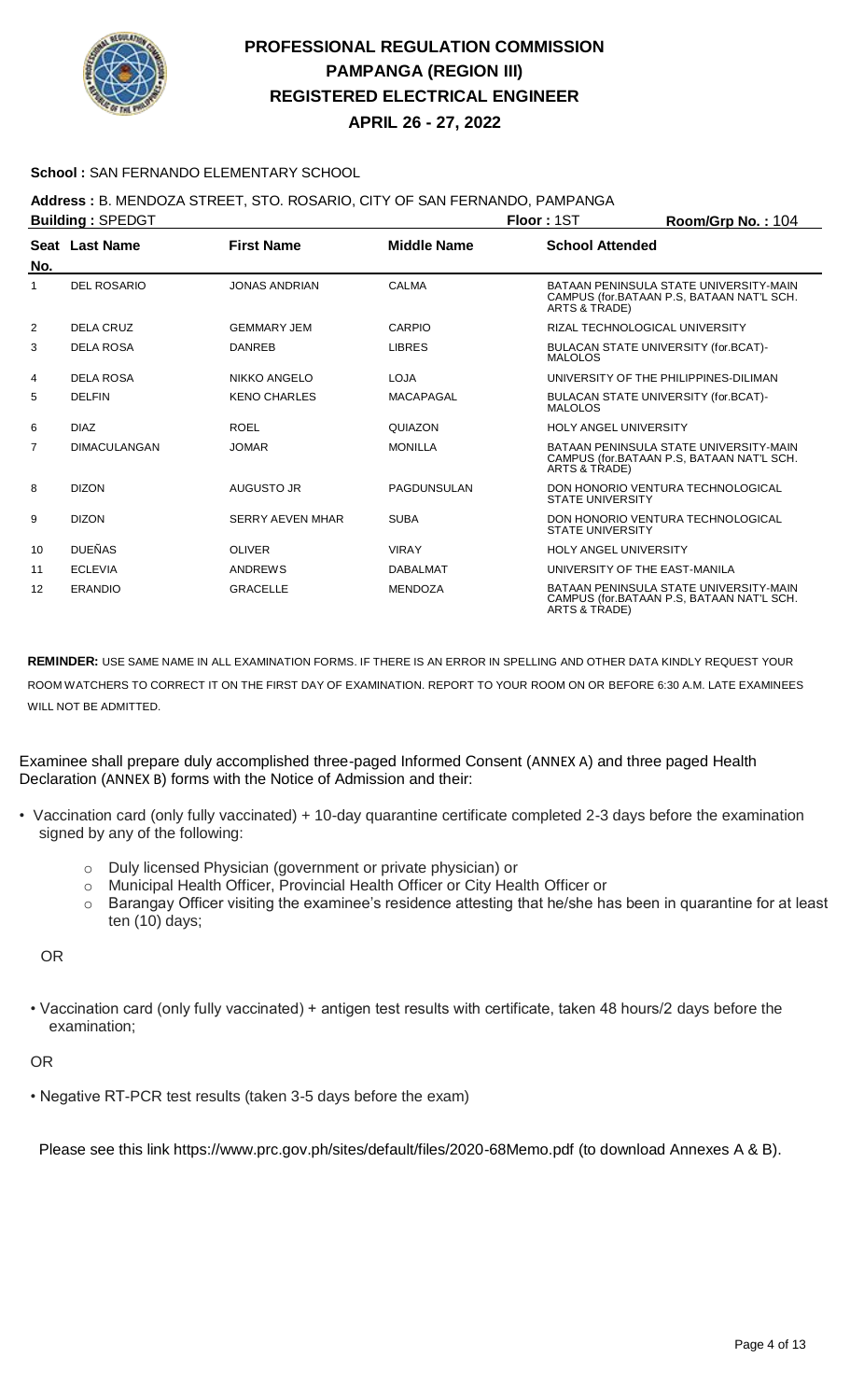# PROFESSIONAL REGULATION COMMISSION
## PAMPANGA (REGION III)
## REGISTERED ELECTRICAL ENGINEER
## APRIL 26 - 27, 2022

**School :** SAN FERNANDO ELEMENTARY SCHOOL

**Address :** B. MENDOZA STREET, STO. ROSARIO, CITY OF SAN FERNANDO, PAMPANGA

**Building :** SPEDGT **Floor :** 1ST **Room/Grp No. :** 104

| Seat No. | Last Name | First Name | Middle Name | School Attended |
|---|---|---|---|---|
| 1 | DEL ROSARIO | JONAS ANDRIAN | CALMA | BATAAN PENINSULA STATE UNIVERSITY-MAIN CAMPUS (for.BATAAN P.S, BATAAN NAT'L SCH. ARTS & TRADE) |
| 2 | DELA CRUZ | GEMMARY JEM | CARPIO | RIZAL TECHNOLOGICAL UNIVERSITY |
| 3 | DELA ROSA | DANREB | LIBRES | BULACAN STATE UNIVERSITY (for.BCAT)-MALOLOS |
| 4 | DELA ROSA | NIKKO ANGELO | LOJA | UNIVERSITY OF THE PHILIPPINES-DILIMAN |
| 5 | DELFIN | KENO CHARLES | MACAPAGAL | BULACAN STATE UNIVERSITY (for.BCAT)-MALOLOS |
| 6 | DIAZ | ROEL | QUIAZON | HOLY ANGEL UNIVERSITY |
| 7 | DIMACULANGAN | JOMAR | MONILLA | BATAAN PENINSULA STATE UNIVERSITY-MAIN CAMPUS (for.BATAAN P.S, BATAAN NAT'L SCH. ARTS & TRADE) |
| 8 | DIZON | AUGUSTO JR | PAGDUNSULAN | DON HONORIO VENTURA TECHNOLOGICAL STATE UNIVERSITY |
| 9 | DIZON | SERRY AEVEN MHAR | SUBA | DON HONORIO VENTURA TECHNOLOGICAL STATE UNIVERSITY |
| 10 | DUEÑAS | OLIVER | VIRAY | HOLY ANGEL UNIVERSITY |
| 11 | ECLEVIA | ANDREWS | DABALMAT | UNIVERSITY OF THE EAST-MANILA |
| 12 | ERANDIO | GRACELLE | MENDOZA | BATAAN PENINSULA STATE UNIVERSITY-MAIN CAMPUS (for.BATAAN P.S, BATAAN NAT'L SCH. ARTS & TRADE) |

**REMINDER:** USE SAME NAME IN ALL EXAMINATION FORMS. IF THERE IS AN ERROR IN SPELLING AND OTHER DATA KINDLY REQUEST YOUR ROOM WATCHERS TO CORRECT IT ON THE FIRST DAY OF EXAMINATION. REPORT TO YOUR ROOM ON OR BEFORE 6:30 A.M. LATE EXAMINEES WILL NOT BE ADMITTED.

Examinee shall prepare duly accomplished three-paged Informed Consent (ANNEX A) and three paged Health Declaration (ANNEX B) forms with the Notice of Admission and their:

- Vaccination card (only fully vaccinated) + 10-day quarantine certificate completed 2-3 days before the examination signed by any of the following:
  - Duly licensed Physician (government or private physician) or
  - Municipal Health Officer, Provincial Health Officer or City Health Officer or
  - Barangay Officer visiting the examinee's residence attesting that he/she has been in quarantine for at least ten (10) days;

OR

- Vaccination card (only fully vaccinated) + antigen test results with certificate, taken 48 hours/2 days before the examination;

OR

- Negative RT-PCR test results (taken 3-5 days before the exam)

Please see this link https://www.prc.gov.ph/sites/default/files/2020-68Memo.pdf (to download Annexes A & B).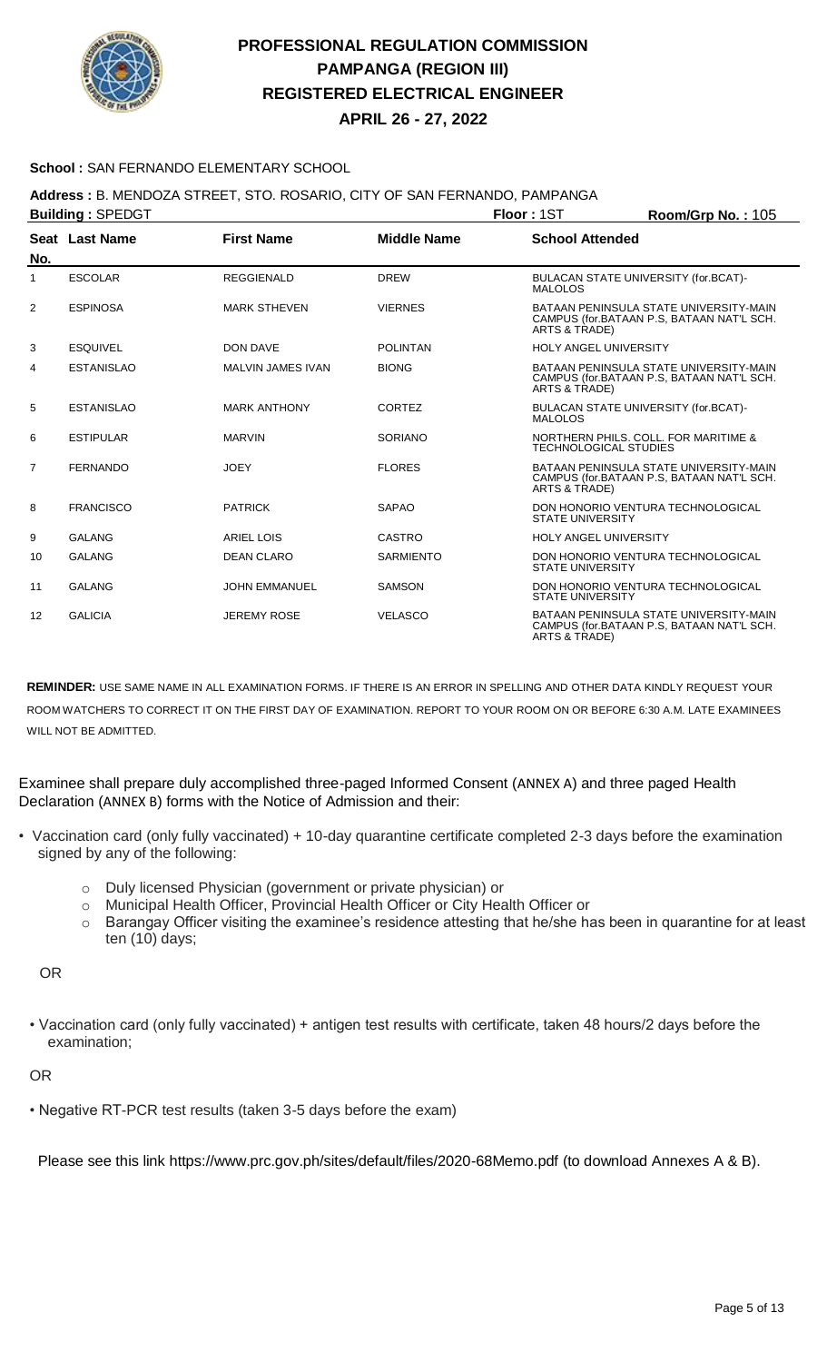# PROFESSIONAL REGULATION COMMISSION
# PAMPANGA (REGION III)
# REGISTERED ELECTRICAL ENGINEER
# APRIL 26 - 27, 2022

**School :** SAN FERNANDO ELEMENTARY SCHOOL

**Address :** B. MENDOZA STREET, STO. ROSARIO, CITY OF SAN FERNANDO, PAMPANGA

**Building :** SPEDGT **Floor :** 1ST **Room/Grp No. :** 105

| Seat No. | Last Name | First Name | Middle Name | School Attended |
|---|---|---|---|---|
| 1 | ESCOLAR | REGGIENALD | DREW | BULACAN STATE UNIVERSITY (for.BCAT)-MALOLOS |
| 2 | ESPINOSA | MARK STHEVEN | VIERNES | BATAAN PENINSULA STATE UNIVERSITY-MAIN CAMPUS (for.BATAAN P.S, BATAAN NAT'L SCH. ARTS & TRADE) |
| 3 | ESQUIVEL | DON DAVE | POLINTAN | HOLY ANGEL UNIVERSITY |
| 4 | ESTANISLAO | MALVIN JAMES IVAN | BIONG | BATAAN PENINSULA STATE UNIVERSITY-MAIN CAMPUS (for.BATAAN P.S, BATAAN NAT'L SCH. ARTS & TRADE) |
| 5 | ESTANISLAO | MARK ANTHONY | CORTEZ | BULACAN STATE UNIVERSITY (for.BCAT)-MALOLOS |
| 6 | ESTIPULAR | MARVIN | SORIANO | NORTHERN PHILS. COLL. FOR MARITIME & TECHNOLOGICAL STUDIES |
| 7 | FERNANDO | JOEY | FLORES | BATAAN PENINSULA STATE UNIVERSITY-MAIN CAMPUS (for.BATAAN P.S, BATAAN NAT'L SCH. ARTS & TRADE) |
| 8 | FRANCISCO | PATRICK | SAPAO | DON HONORIO VENTURA TECHNOLOGICAL STATE UNIVERSITY |
| 9 | GALANG | ARIEL LOIS | CASTRO | HOLY ANGEL UNIVERSITY |
| 10 | GALANG | DEAN CLARO | SARMIENTO | DON HONORIO VENTURA TECHNOLOGICAL STATE UNIVERSITY |
| 11 | GALANG | JOHN EMMANUEL | SAMSON | DON HONORIO VENTURA TECHNOLOGICAL STATE UNIVERSITY |
| 12 | GALICIA | JEREMY ROSE | VELASCO | BATAAN PENINSULA STATE UNIVERSITY-MAIN CAMPUS (for.BATAAN P.S, BATAAN NAT'L SCH. ARTS & TRADE) |

**REMINDER:** USE SAME NAME IN ALL EXAMINATION FORMS. IF THERE IS AN ERROR IN SPELLING AND OTHER DATA KINDLY REQUEST YOUR ROOM WATCHERS TO CORRECT IT ON THE FIRST DAY OF EXAMINATION. REPORT TO YOUR ROOM ON OR BEFORE 6:30 A.M. LATE EXAMINEES WILL NOT BE ADMITTED.

Examinee shall prepare duly accomplished three-paged Informed Consent (ANNEX A) and three paged Health Declaration (ANNEX B) forms with the Notice of Admission and their:

- Vaccination card (only fully vaccinated) + 10-day quarantine certificate completed 2-3 days before the examination signed by any of the following:
  - Duly licensed Physician (government or private physician) or
  - Municipal Health Officer, Provincial Health Officer or City Health Officer or
  - Barangay Officer visiting the examinee's residence attesting that he/she has been in quarantine for at least ten (10) days;

OR

- Vaccination card (only fully vaccinated) + antigen test results with certificate, taken 48 hours/2 days before the examination;

OR

- Negative RT-PCR test results (taken 3-5 days before the exam)

Please see this link https://www.prc.gov.ph/sites/default/files/2020-68Memo.pdf (to download Annexes A & B).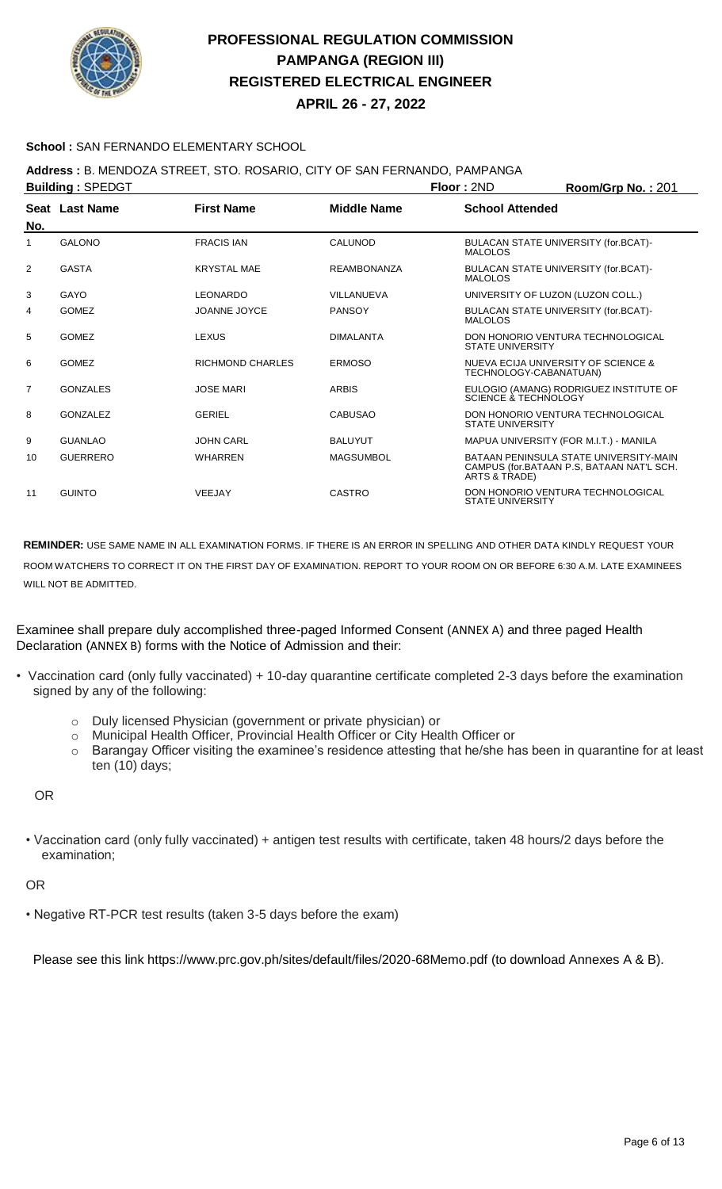# PROFESSIONAL REGULATION COMMISSION
## PAMPANGA (REGION III)
## REGISTERED ELECTRICAL ENGINEER
## APRIL 26 - 27, 2022

**School :** SAN FERNANDO ELEMENTARY SCHOOL

**Address :** B. MENDOZA STREET, STO. ROSARIO, CITY OF SAN FERNANDO, PAMPANGA

**Building :** SPEDGT **Floor :** 2ND **Room/Grp No. :** 201

| Seat No. | Last Name | First Name | Middle Name | School Attended |
|---|---|---|---|---|
| 1 | GALONO | FRACIS IAN | CALUNOD | BULACAN STATE UNIVERSITY (for.BCAT)-MALOLOS |
| 2 | GASTA | KRYSTAL MAE | REAMBONANZA | BULACAN STATE UNIVERSITY (for.BCAT)-MALOLOS |
| 3 | GAYO | LEONARDO | VILLANUEVA | UNIVERSITY OF LUZON (LUZON COLL.) |
| 4 | GOMEZ | JOANNE JOYCE | PANSOY | BULACAN STATE UNIVERSITY (for.BCAT)-MALOLOS |
| 5 | GOMEZ | LEXUS | DIMALANTA | DON HONORIO VENTURA TECHNOLOGICAL STATE UNIVERSITY |
| 6 | GOMEZ | RICHMOND CHARLES | ERMOSO | NUEVA ECIJA UNIVERSITY OF SCIENCE & TECHNOLOGY-CABANATUAN) |
| 7 | GONZALES | JOSE MARI | ARBIS | EULOGIO (AMANG) RODRIGUEZ INSTITUTE OF SCIENCE & TECHNOLOGY |
| 8 | GONZALEZ | GERIEL | CABUSAO | DON HONORIO VENTURA TECHNOLOGICAL STATE UNIVERSITY |
| 9 | GUANLAO | JOHN CARL | BALUYUT | MAPUA UNIVERSITY (FOR M.I.T.) - MANILA |
| 10 | GUERRERO | WHARREN | MAGSUMBOL | BATAAN PENINSULA STATE UNIVERSITY-MAIN CAMPUS (for.BATAAN P.S, BATAAN NAT'L SCH. ARTS & TRADE) |
| 11 | GUINTO | VEEJAY | CASTRO | DON HONORIO VENTURA TECHNOLOGICAL STATE UNIVERSITY |

**REMINDER:** USE SAME NAME IN ALL EXAMINATION FORMS. IF THERE IS AN ERROR IN SPELLING AND OTHER DATA KINDLY REQUEST YOUR ROOM WATCHERS TO CORRECT IT ON THE FIRST DAY OF EXAMINATION. REPORT TO YOUR ROOM ON OR BEFORE 6:30 A.M. LATE EXAMINEES WILL NOT BE ADMITTED.

Examinee shall prepare duly accomplished three-paged Informed Consent (ANNEX A) and three paged Health Declaration (ANNEX B) forms with the Notice of Admission and their:

- Vaccination card (only fully vaccinated) + 10-day quarantine certificate completed 2-3 days before the examination signed by any of the following:
  - Duly licensed Physician (government or private physician) or
  - Municipal Health Officer, Provincial Health Officer or City Health Officer or
  - Barangay Officer visiting the examinee's residence attesting that he/she has been in quarantine for at least ten (10) days;

OR

- Vaccination card (only fully vaccinated) + antigen test results with certificate, taken 48 hours/2 days before the examination;

OR

- Negative RT-PCR test results (taken 3-5 days before the exam)

Please see this link https://www.prc.gov.ph/sites/default/files/2020-68Memo.pdf (to download Annexes A & B).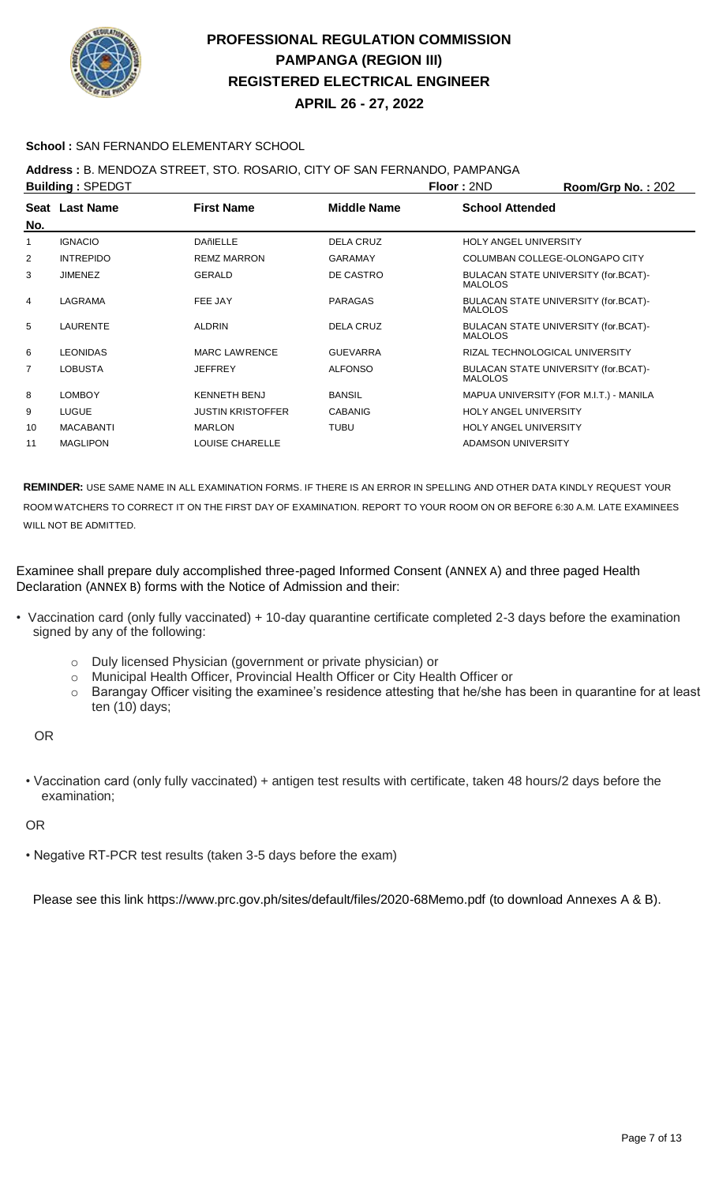# PROFESSIONAL REGULATION COMMISSION
## PAMPANGA (REGION III)
## REGISTERED ELECTRICAL ENGINEER
## APRIL 26 - 27, 2022

**School :** SAN FERNANDO ELEMENTARY SCHOOL

**Address :** B. MENDOZA STREET, STO. ROSARIO, CITY OF SAN FERNANDO, PAMPANGA

**Building :** SPEDGT **Floor :** 2ND **Room/Grp No. :** 202

| Seat No. | Last Name | First Name | Middle Name | School Attended |
|---|---|---|---|---|
| 1 | IGNACIO | DAñIELLE | DELA CRUZ | HOLY ANGEL UNIVERSITY |
| 2 | INTREPIDO | REMZ MARRON | GARAMAY | COLUMBAN COLLEGE-OLONGAPO CITY |
| 3 | JIMENEZ | GERALD | DE CASTRO | BULACAN STATE UNIVERSITY (for.BCAT)-MALOLOS |
| 4 | LAGRAMA | FEE JAY | PARAGAS | BULACAN STATE UNIVERSITY (for.BCAT)-MALOLOS |
| 5 | LAURENTE | ALDRIN | DELA CRUZ | BULACAN STATE UNIVERSITY (for.BCAT)-MALOLOS |
| 6 | LEONIDAS | MARC LAWRENCE | GUEVARRA | RIZAL TECHNOLOGICAL UNIVERSITY |
| 7 | LOBUSTA | JEFFREY | ALFONSO | BULACAN STATE UNIVERSITY (for.BCAT)-MALOLOS |
| 8 | LOMBOY | KENNETH BENJ | BANSIL | MAPUA UNIVERSITY (FOR M.I.T.) - MANILA |
| 9 | LUGUE | JUSTIN KRISTOFFER | CABANIG | HOLY ANGEL UNIVERSITY |
| 10 | MACABANTI | MARLON | TUBU | HOLY ANGEL UNIVERSITY |
| 11 | MAGLIPON | LOUISE CHARELLE | | ADAMSON UNIVERSITY |

**REMINDER:** USE SAME NAME IN ALL EXAMINATION FORMS. IF THERE IS AN ERROR IN SPELLING AND OTHER DATA KINDLY REQUEST YOUR ROOM WATCHERS TO CORRECT IT ON THE FIRST DAY OF EXAMINATION. REPORT TO YOUR ROOM ON OR BEFORE 6:30 A.M. LATE EXAMINEES WILL NOT BE ADMITTED.

Examinee shall prepare duly accomplished three-paged Informed Consent (ANNEX A) and three paged Health Declaration (ANNEX B) forms with the Notice of Admission and their:

- Vaccination card (only fully vaccinated) + 10-day quarantine certificate completed 2-3 days before the examination signed by any of the following:
  - Duly licensed Physician (government or private physician) or
  - Municipal Health Officer, Provincial Health Officer or City Health Officer or
  - Barangay Officer visiting the examinee's residence attesting that he/she has been in quarantine for at least ten (10) days;

OR

- Vaccination card (only fully vaccinated) + antigen test results with certificate, taken 48 hours/2 days before the examination;

OR

- Negative RT-PCR test results (taken 3-5 days before the exam)

Please see this link https://www.prc.gov.ph/sites/default/files/2020-68Memo.pdf (to download Annexes A & B).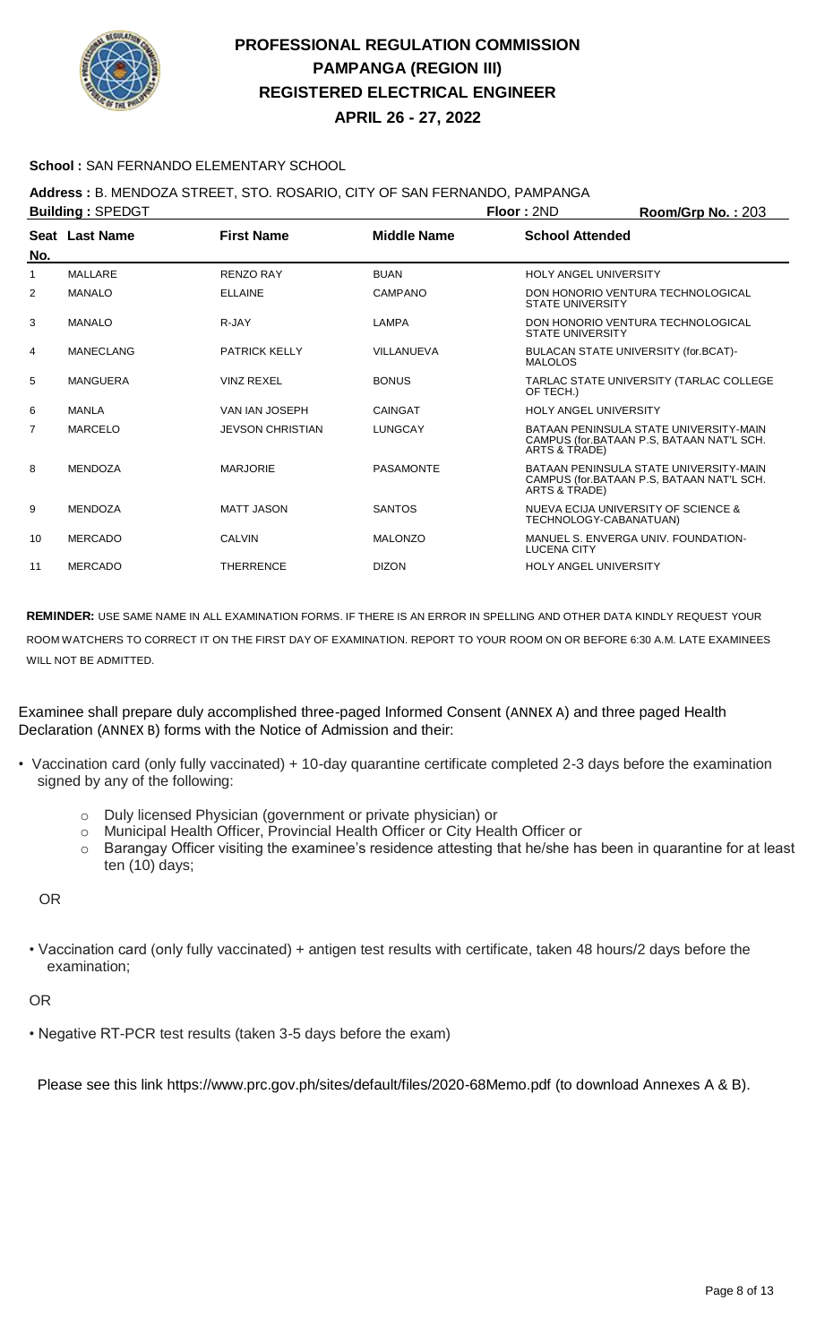# PROFESSIONAL REGULATION COMMISSION
## PAMPANGA (REGION III)
## REGISTERED ELECTRICAL ENGINEER
## APRIL 26 - 27, 2022

**School :** SAN FERNANDO ELEMENTARY SCHOOL

**Address :** B. MENDOZA STREET, STO. ROSARIO, CITY OF SAN FERNANDO, PAMPANGA

**Building :** SPEDGT **Floor :** 2ND **Room/Grp No. :** 203

| Seat No. | Last Name | First Name | Middle Name | School Attended |
|---|---|---|---|---|
| 1 | MALLARE | RENZO RAY | BUAN | HOLY ANGEL UNIVERSITY |
| 2 | MANALO | ELLAINE | CAMPANO | DON HONORIO VENTURA TECHNOLOGICAL STATE UNIVERSITY |
| 3 | MANALO | R-JAY | LAMPA | DON HONORIO VENTURA TECHNOLOGICAL STATE UNIVERSITY |
| 4 | MANECLANG | PATRICK KELLY | VILLANUEVA | BULACAN STATE UNIVERSITY (for.BCAT)-MALOLOS |
| 5 | MANGUERA | VINZ REXEL | BONUS | TARLAC STATE UNIVERSITY (TARLAC COLLEGE OF TECH.) |
| 6 | MANLA | VAN IAN JOSEPH | CAINGAT | HOLY ANGEL UNIVERSITY |
| 7 | MARCELO | JEVSON CHRISTIAN | LUNGCAY | BATAAN PENINSULA STATE UNIVERSITY-MAIN CAMPUS (for.BATAAN P.S, BATAAN NAT'L SCH. ARTS & TRADE) |
| 8 | MENDOZA | MARJORIE | PASAMONTE | BATAAN PENINSULA STATE UNIVERSITY-MAIN CAMPUS (for.BATAAN P.S, BATAAN NAT'L SCH. ARTS & TRADE) |
| 9 | MENDOZA | MATT JASON | SANTOS | NUEVA ECIJA UNIVERSITY OF SCIENCE & TECHNOLOGY-CABANATUAN) |
| 10 | MERCADO | CALVIN | MALONZO | MANUEL S. ENVERGA UNIV. FOUNDATION-LUCENA CITY |
| 11 | MERCADO | THERRENCE | DIZON | HOLY ANGEL UNIVERSITY |

**REMINDER:** USE SAME NAME IN ALL EXAMINATION FORMS. IF THERE IS AN ERROR IN SPELLING AND OTHER DATA KINDLY REQUEST YOUR ROOM WATCHERS TO CORRECT IT ON THE FIRST DAY OF EXAMINATION. REPORT TO YOUR ROOM ON OR BEFORE 6:30 A.M. LATE EXAMINEES WILL NOT BE ADMITTED.

Examinee shall prepare duly accomplished three-paged Informed Consent (ANNEX A) and three paged Health Declaration (ANNEX B) forms with the Notice of Admission and their:

- Vaccination card (only fully vaccinated) + 10-day quarantine certificate completed 2-3 days before the examination signed by any of the following:
  - Duly licensed Physician (government or private physician) or
  - Municipal Health Officer, Provincial Health Officer or City Health Officer or
  - Barangay Officer visiting the examinee's residence attesting that he/she has been in quarantine for at least ten (10) days;

OR

- Vaccination card (only fully vaccinated) + antigen test results with certificate, taken 48 hours/2 days before the examination;

OR

- Negative RT-PCR test results (taken 3-5 days before the exam)

Please see this link https://www.prc.gov.ph/sites/default/files/2020-68Memo.pdf (to download Annexes A & B).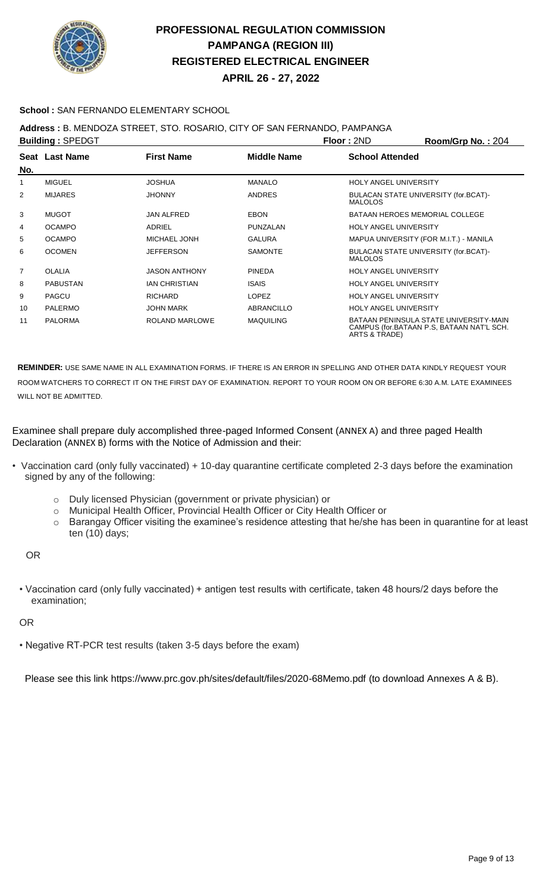# PROFESSIONAL REGULATION COMMISSION
# PAMPANGA (REGION III)
# REGISTERED ELECTRICAL ENGINEER
# APRIL 26 - 27, 2022

**School :** SAN FERNANDO ELEMENTARY SCHOOL

**Address :** B. MENDOZA STREET, STO. ROSARIO, CITY OF SAN FERNANDO, PAMPANGA

**Building :** SPEDGT **Floor :** 2ND **Room/Grp No. :** 204

| Seat No. | Last Name | First Name | Middle Name | School Attended |
|---|---|---|---|---|
| 1 | MIGUEL | JOSHUA | MANALO | HOLY ANGEL UNIVERSITY |
| 2 | MIJARES | JHONNY | ANDRES | BULACAN STATE UNIVERSITY (for.BCAT)-MALOLOS |
| 3 | MUGOT | JAN ALFRED | EBON | BATAAN HEROES MEMORIAL COLLEGE |
| 4 | OCAMPO | ADRIEL | PUNZALAN | HOLY ANGEL UNIVERSITY |
| 5 | OCAMPO | MICHAEL JONH | GALURA | MAPUA UNIVERSITY (FOR M.I.T.) - MANILA |
| 6 | OCOMEN | JEFFERSON | SAMONTE | BULACAN STATE UNIVERSITY (for.BCAT)-MALOLOS |
| 7 | OLALIA | JASON ANTHONY | PINEDA | HOLY ANGEL UNIVERSITY |
| 8 | PABUSTAN | IAN CHRISTIAN | ISAIS | HOLY ANGEL UNIVERSITY |
| 9 | PAGCU | RICHARD | LOPEZ | HOLY ANGEL UNIVERSITY |
| 10 | PALERMO | JOHN MARK | ABRANCILLO | HOLY ANGEL UNIVERSITY |
| 11 | PALORMA | ROLAND MARLOWE | MAQUILING | BATAAN PENINSULA STATE UNIVERSITY-MAIN CAMPUS (for.BATAAN P.S, BATAAN NAT'L SCH. ARTS & TRADE) |

**REMINDER:** USE SAME NAME IN ALL EXAMINATION FORMS. IF THERE IS AN ERROR IN SPELLING AND OTHER DATA KINDLY REQUEST YOUR ROOM WATCHERS TO CORRECT IT ON THE FIRST DAY OF EXAMINATION. REPORT TO YOUR ROOM ON OR BEFORE 6:30 A.M. LATE EXAMINEES WILL NOT BE ADMITTED.

Examinee shall prepare duly accomplished three-paged Informed Consent (ANNEX A) and three paged Health Declaration (ANNEX B) forms with the Notice of Admission and their:

- Vaccination card (only fully vaccinated) + 10-day quarantine certificate completed 2-3 days before the examination signed by any of the following:
  - Duly licensed Physician (government or private physician) or
  - Municipal Health Officer, Provincial Health Officer or City Health Officer or
  - Barangay Officer visiting the examinee's residence attesting that he/she has been in quarantine for at least ten (10) days;

OR

- Vaccination card (only fully vaccinated) + antigen test results with certificate, taken 48 hours/2 days before the examination;

OR

- Negative RT-PCR test results (taken 3-5 days before the exam)

Please see this link https://www.prc.gov.ph/sites/default/files/2020-68Memo.pdf (to download Annexes A & B).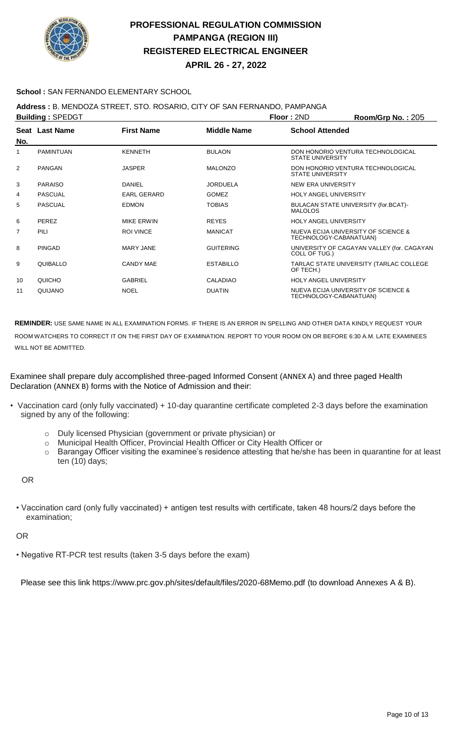# PROFESSIONAL REGULATION COMMISSION
# PAMPANGA (REGION III)
# REGISTERED ELECTRICAL ENGINEER
# APRIL 26 - 27, 2022

**School :** SAN FERNANDO ELEMENTARY SCHOOL

**Address :** B. MENDOZA STREET, STO. ROSARIO, CITY OF SAN FERNANDO, PAMPANGA

**Building :** SPEDGT **Floor :** 2ND **Room/Grp No. :** 205

| Seat No. | Last Name | First Name | Middle Name | School Attended |
|---|---|---|---|---|
| 1 | PAMINTUAN | KENNETH | BULAON | DON HONORIO VENTURA TECHNOLOGICAL STATE UNIVERSITY |
| 2 | PANGAN | JASPER | MALONZO | DON HONORIO VENTURA TECHNOLOGICAL STATE UNIVERSITY |
| 3 | PARAISO | DANIEL | JORDUELA | NEW ERA UNIVERSITY |
| 4 | PASCUAL | EARL GERARD | GOMEZ | HOLY ANGEL UNIVERSITY |
| 5 | PASCUAL | EDMON | TOBIAS | BULACAN STATE UNIVERSITY (for.BCAT)-MALOLOS |
| 6 | PEREZ | MIKE ERWIN | REYES | HOLY ANGEL UNIVERSITY |
| 7 | PILI | ROI VINCE | MANICAT | NUEVA ECIJA UNIVERSITY OF SCIENCE & TECHNOLOGY-CABANATUAN) |
| 8 | PINGAD | MARY JANE | GUITERING | UNIVERSITY OF CAGAYAN VALLEY (for. CAGAYAN COLL OF TUG.) |
| 9 | QUIBALLO | CANDY MAE | ESTABILLO | TARLAC STATE UNIVERSITY (TARLAC COLLEGE OF TECH.) |
| 10 | QUICHO | GABRIEL | CALADIAO | HOLY ANGEL UNIVERSITY |
| 11 | QUIJANO | NOEL | DUATIN | NUEVA ECIJA UNIVERSITY OF SCIENCE & TECHNOLOGY-CABANATUAN) |

**REMINDER:** USE SAME NAME IN ALL EXAMINATION FORMS. IF THERE IS AN ERROR IN SPELLING AND OTHER DATA KINDLY REQUEST YOUR ROOM WATCHERS TO CORRECT IT ON THE FIRST DAY OF EXAMINATION. REPORT TO YOUR ROOM ON OR BEFORE 6:30 A.M. LATE EXAMINEES WILL NOT BE ADMITTED.

Examinee shall prepare duly accomplished three-paged Informed Consent (ANNEX A) and three paged Health Declaration (ANNEX B) forms with the Notice of Admission and their:

- Vaccination card (only fully vaccinated) + 10-day quarantine certificate completed 2-3 days before the examination signed by any of the following:
  - Duly licensed Physician (government or private physician) or
  - Municipal Health Officer, Provincial Health Officer or City Health Officer or
  - Barangay Officer visiting the examinee's residence attesting that he/she has been in quarantine for at least ten (10) days;

OR

- Vaccination card (only fully vaccinated) + antigen test results with certificate, taken 48 hours/2 days before the examination;

OR

- Negative RT-PCR test results (taken 3-5 days before the exam)

Please see this link https://www.prc.gov.ph/sites/default/files/2020-68Memo.pdf (to download Annexes A & B).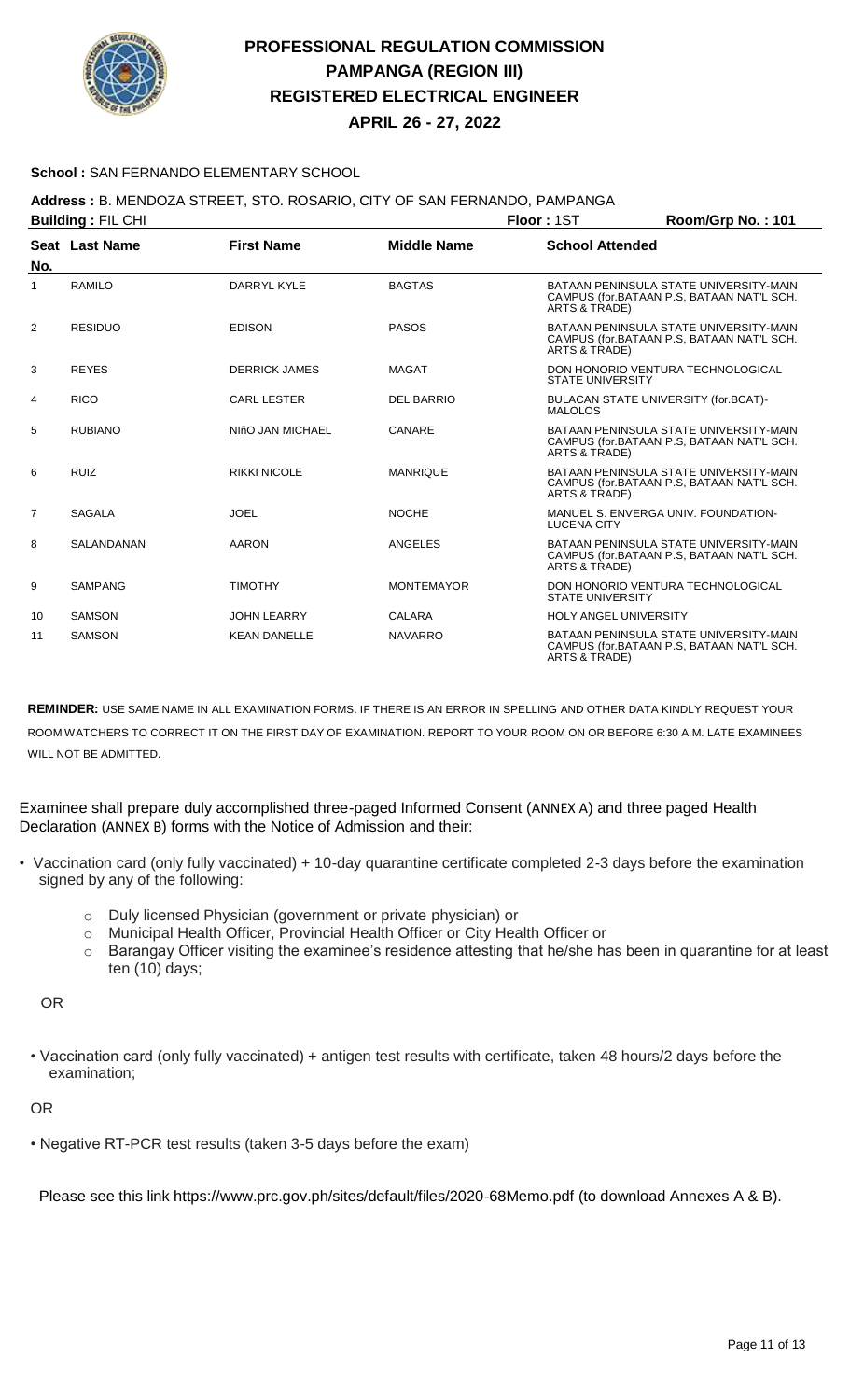# PROFESSIONAL REGULATION COMMISSION
## PAMPANGA (REGION III)
## REGISTERED ELECTRICAL ENGINEER
## APRIL 26 - 27, 2022

**School :** SAN FERNANDO ELEMENTARY SCHOOL

**Address :** B. MENDOZA STREET, STO. ROSARIO, CITY OF SAN FERNANDO, PAMPANGA

**Building :** FIL CHI **Floor :** 1ST **Room/Grp No. :** 101

| Seat No. | Last Name | First Name | Middle Name | School Attended |
|---|---|---|---|---|
| 1 | RAMILO | DARRYL KYLE | BAGTAS | BATAAN PENINSULA STATE UNIVERSITY-MAIN CAMPUS (for.BATAAN P.S, BATAAN NAT'L SCH. ARTS & TRADE) |
| 2 | RESIDUO | EDISON | PASOS | BATAAN PENINSULA STATE UNIVERSITY-MAIN CAMPUS (for.BATAAN P.S, BATAAN NAT'L SCH. ARTS & TRADE) |
| 3 | REYES | DERRICK JAMES | MAGAT | DON HONORIO VENTURA TECHNOLOGICAL STATE UNIVERSITY |
| 4 | RICO | CARL LESTER | DEL BARRIO | BULACAN STATE UNIVERSITY (for.BCAT)-MALOLOS |
| 5 | RUBIANO | NIñO JAN MICHAEL | CANARE | BATAAN PENINSULA STATE UNIVERSITY-MAIN CAMPUS (for.BATAAN P.S, BATAAN NAT'L SCH. ARTS & TRADE) |
| 6 | RUIZ | RIKKI NICOLE | MANRIQUE | BATAAN PENINSULA STATE UNIVERSITY-MAIN CAMPUS (for.BATAAN P.S, BATAAN NAT'L SCH. ARTS & TRADE) |
| 7 | SAGALA | JOEL | NOCHE | MANUEL S. ENVERGA UNIV. FOUNDATION-LUCENA CITY |
| 8 | SALANDANAN | AARON | ANGELES | BATAAN PENINSULA STATE UNIVERSITY-MAIN CAMPUS (for.BATAAN P.S, BATAAN NAT'L SCH. ARTS & TRADE) |
| 9 | SAMPANG | TIMOTHY | MONTEMAYOR | DON HONORIO VENTURA TECHNOLOGICAL STATE UNIVERSITY |
| 10 | SAMSON | JOHN LEARRY | CALARA | HOLY ANGEL UNIVERSITY |
| 11 | SAMSON | KEAN DANELLE | NAVARRO | BATAAN PENINSULA STATE UNIVERSITY-MAIN CAMPUS (for.BATAAN P.S, BATAAN NAT'L SCH. ARTS & TRADE) |

**REMINDER:** USE SAME NAME IN ALL EXAMINATION FORMS. IF THERE IS AN ERROR IN SPELLING AND OTHER DATA KINDLY REQUEST YOUR ROOM WATCHERS TO CORRECT IT ON THE FIRST DAY OF EXAMINATION. REPORT TO YOUR ROOM ON OR BEFORE 6:30 A.M. LATE EXAMINEES WILL NOT BE ADMITTED.

Examinee shall prepare duly accomplished three-paged Informed Consent (ANNEX A) and three paged Health Declaration (ANNEX B) forms with the Notice of Admission and their:

- Vaccination card (only fully vaccinated) + 10-day quarantine certificate completed 2-3 days before the examination signed by any of the following:
  - Duly licensed Physician (government or private physician) or
  - Municipal Health Officer, Provincial Health Officer or City Health Officer or
  - Barangay Officer visiting the examinee's residence attesting that he/she has been in quarantine for at least ten (10) days;

OR

- Vaccination card (only fully vaccinated) + antigen test results with certificate, taken 48 hours/2 days before the examination;

OR

- Negative RT-PCR test results (taken 3-5 days before the exam)

Please see this link https://www.prc.gov.ph/sites/default/files/2020-68Memo.pdf (to download Annexes A & B).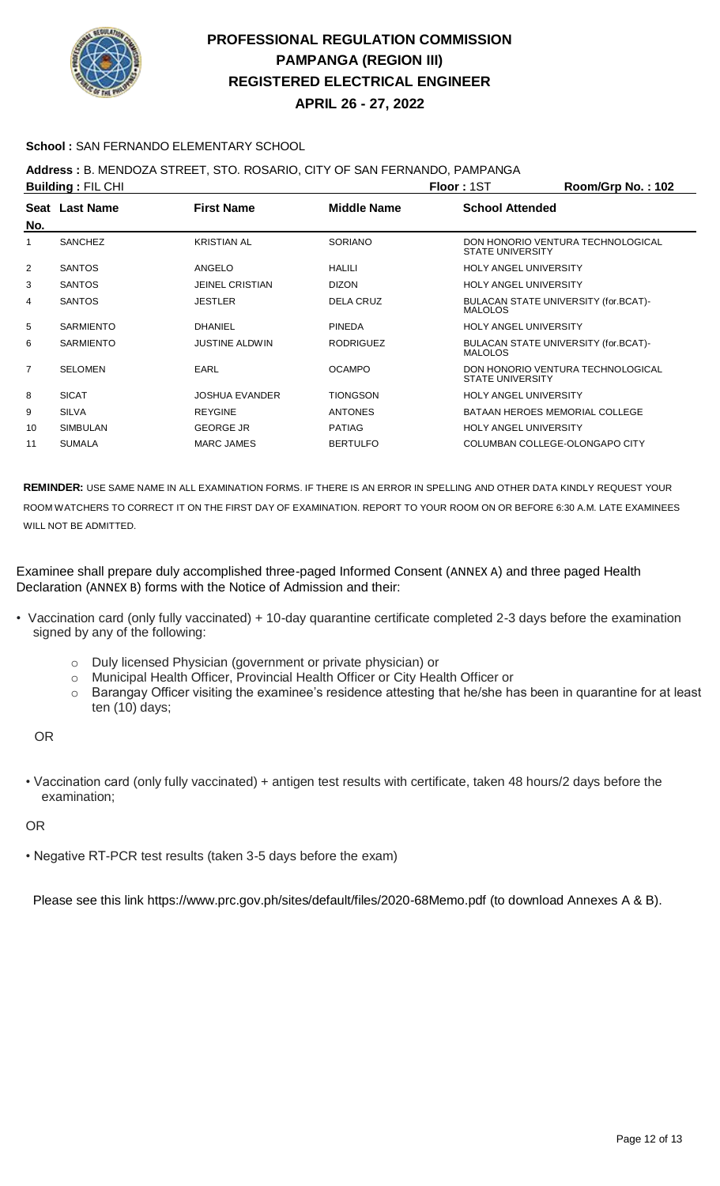# PROFESSIONAL REGULATION COMMISSION
## PAMPANGA (REGION III)
## REGISTERED ELECTRICAL ENGINEER
## APRIL 26 - 27, 2022

**School :** SAN FERNANDO ELEMENTARY SCHOOL

**Address :** B. MENDOZA STREET, STO. ROSARIO, CITY OF SAN FERNANDO, PAMPANGA

**Building :** FIL CHI **Floor :** 1ST **Room/Grp No. :** 102

| Seat No. | Last Name | First Name | Middle Name | School Attended |
|---|---|---|---|---|
| 1 | SANCHEZ | KRISTIAN AL | SORIANO | DON HONORIO VENTURA TECHNOLOGICAL STATE UNIVERSITY |
| 2 | SANTOS | ANGELO | HALILI | HOLY ANGEL UNIVERSITY |
| 3 | SANTOS | JEINEL CRISTIAN | DIZON | HOLY ANGEL UNIVERSITY |
| 4 | SANTOS | JESTLER | DELA CRUZ | BULACAN STATE UNIVERSITY (for.BCAT)-MALOLOS |
| 5 | SARMIENTO | DHANIEL | PINEDA | HOLY ANGEL UNIVERSITY |
| 6 | SARMIENTO | JUSTINE ALDWIN | RODRIGUEZ | BULACAN STATE UNIVERSITY (for.BCAT)-MALOLOS |
| 7 | SELOMEN | EARL | OCAMPO | DON HONORIO VENTURA TECHNOLOGICAL STATE UNIVERSITY |
| 8 | SICAT | JOSHUA EVANDER | TIONGSON | HOLY ANGEL UNIVERSITY |
| 9 | SILVA | REYGINE | ANTONES | BATAAN HEROES MEMORIAL COLLEGE |
| 10 | SIMBULAN | GEORGE JR | PATIAG | HOLY ANGEL UNIVERSITY |
| 11 | SUMALA | MARC JAMES | BERTULFO | COLUMBAN COLLEGE-OLONGAPO CITY |

**REMINDER:** USE SAME NAME IN ALL EXAMINATION FORMS. IF THERE IS AN ERROR IN SPELLING AND OTHER DATA KINDLY REQUEST YOUR ROOM WATCHERS TO CORRECT IT ON THE FIRST DAY OF EXAMINATION. REPORT TO YOUR ROOM ON OR BEFORE 6:30 A.M. LATE EXAMINEES WILL NOT BE ADMITTED.

Examinee shall prepare duly accomplished three-paged Informed Consent (ANNEX A) and three paged Health Declaration (ANNEX B) forms with the Notice of Admission and their:

- Vaccination card (only fully vaccinated) + 10-day quarantine certificate completed 2-3 days before the examination signed by any of the following:
  - Duly licensed Physician (government or private physician) or
  - Municipal Health Officer, Provincial Health Officer or City Health Officer or
  - Barangay Officer visiting the examinee's residence attesting that he/she has been in quarantine for at least ten (10) days;

OR

- Vaccination card (only fully vaccinated) + antigen test results with certificate, taken 48 hours/2 days before the examination;

OR

- Negative RT-PCR test results (taken 3-5 days before the exam)

Please see this link https://www.prc.gov.ph/sites/default/files/2020-68Memo.pdf (to download Annexes A & B).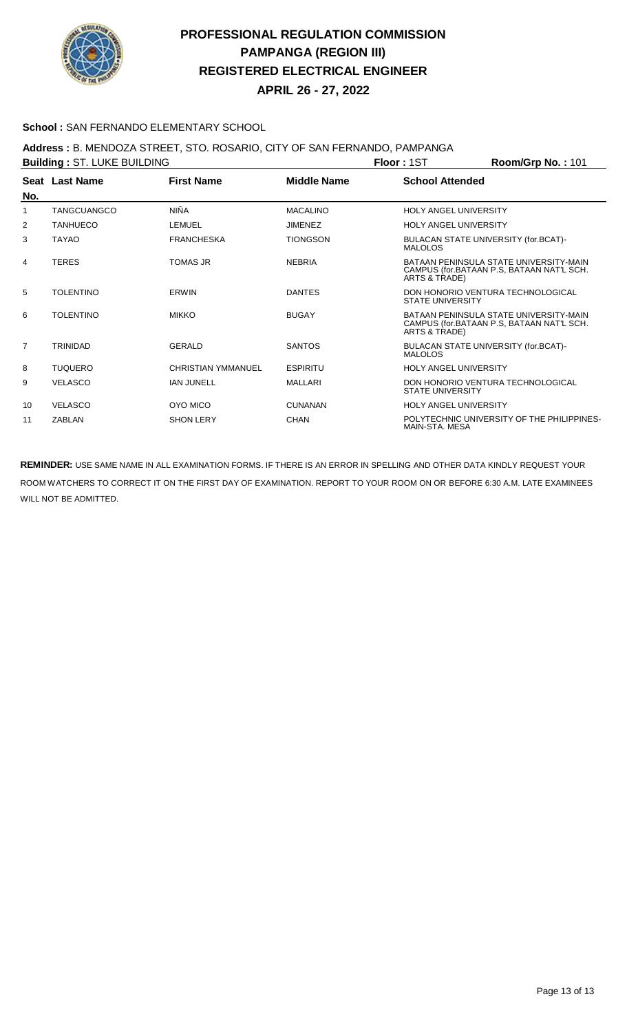# PROFESSIONAL REGULATION COMMISSION
## PAMPANGA (REGION III)
## REGISTERED ELECTRICAL ENGINEER
## APRIL 26 - 27, 2022

**School :** SAN FERNANDO ELEMENTARY SCHOOL

**Address :** B. MENDOZA STREET, STO. ROSARIO, CITY OF SAN FERNANDO, PAMPANGA

**Building :** ST. LUKE BUILDING **Floor :** 1ST **Room/Grp No. :** 101

| Seat No. | Last Name | First Name | Middle Name | School Attended |
|---|---|---|---|---|
| 1 | TANGCUANGCO | NIÑA | MACALINO | HOLY ANGEL UNIVERSITY |
| 2 | TANHUECO | LEMUEL | JIMENEZ | HOLY ANGEL UNIVERSITY |
| 3 | TAYAO | FRANCHESKA | TIONGSON | BULACAN STATE UNIVERSITY (for.BCAT)-MALOLOS |
| 4 | TERES | TOMAS JR | NEBRIA | BATAAN PENINSULA STATE UNIVERSITY-MAIN CAMPUS (for.BATAAN P.S, BATAAN NAT'L SCH. ARTS & TRADE) |
| 5 | TOLENTINO | ERWIN | DANTES | DON HONORIO VENTURA TECHNOLOGICAL STATE UNIVERSITY |
| 6 | TOLENTINO | MIKKO | BUGAY | BATAAN PENINSULA STATE UNIVERSITY-MAIN CAMPUS (for.BATAAN P.S, BATAAN NAT'L SCH. ARTS & TRADE) |
| 7 | TRINIDAD | GERALD | SANTOS | BULACAN STATE UNIVERSITY (for.BCAT)-MALOLOS |
| 8 | TUQUERO | CHRISTIAN YMMANUEL | ESPIRITU | HOLY ANGEL UNIVERSITY |
| 9 | VELASCO | IAN JUNELL | MALLARI | DON HONORIO VENTURA TECHNOLOGICAL STATE UNIVERSITY |
| 10 | VELASCO | OYO MICO | CUNANAN | HOLY ANGEL UNIVERSITY |
| 11 | ZABLAN | SHON LERY | CHAN | POLYTECHNIC UNIVERSITY OF THE PHILIPPINES-MAIN-STA. MESA |

**REMINDER:** USE SAME NAME IN ALL EXAMINATION FORMS. IF THERE IS AN ERROR IN SPELLING AND OTHER DATA KINDLY REQUEST YOUR ROOM WATCHERS TO CORRECT IT ON THE FIRST DAY OF EXAMINATION. REPORT TO YOUR ROOM ON OR BEFORE 6:30 A.M. LATE EXAMINEES WILL NOT BE ADMITTED.